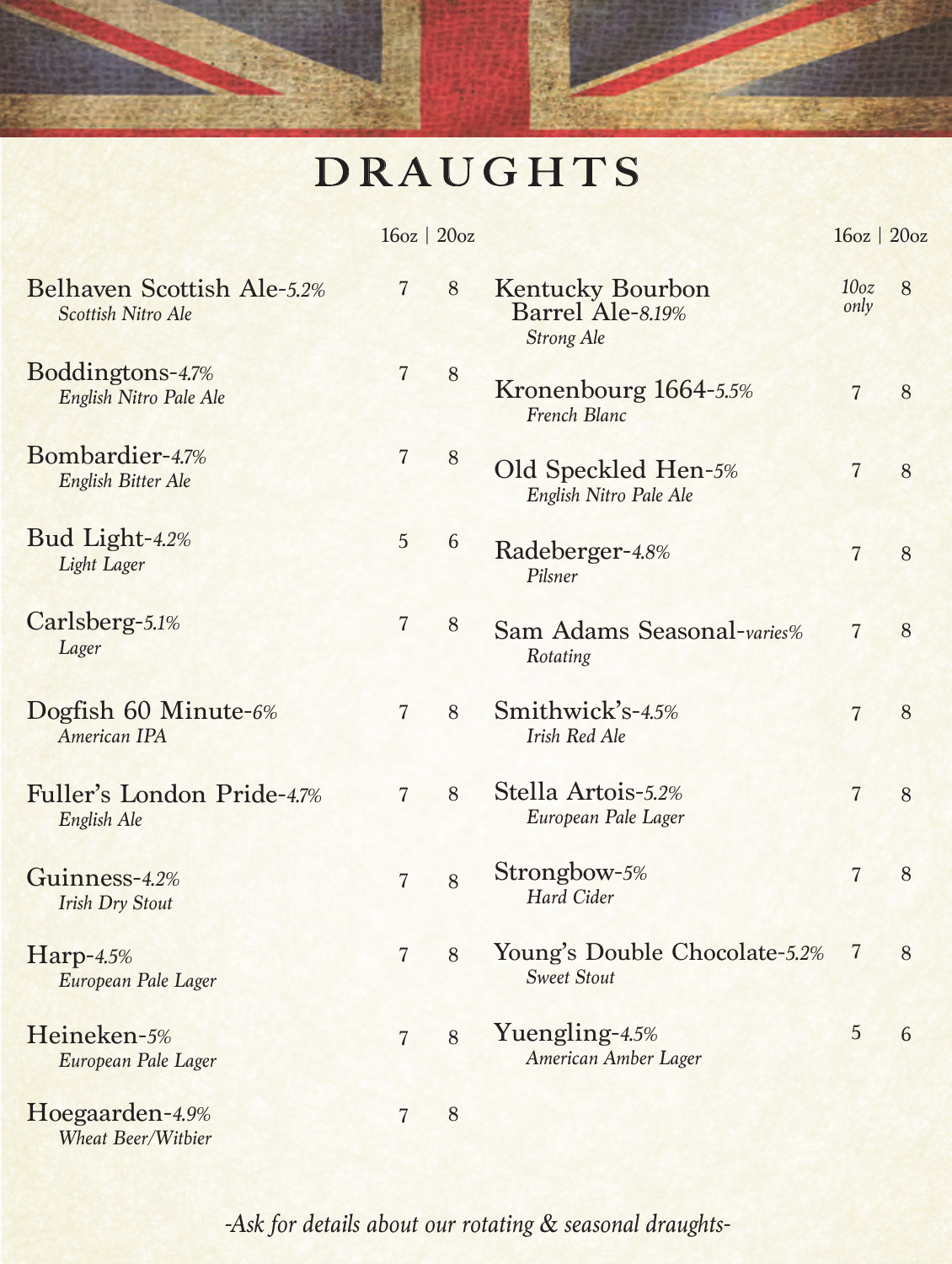# DRAUGHTS

| Beer | 16oz | 20oz |
|---|---|---|
| Belhaven Scottish Ale-*5.2%*<br>*Scottish Nitro Ale* | 7 | 8 |
| Boddingtons-*4.7%*<br>*English Nitro Pale Ale* | 7 | 8 |
| Bombardier-*4.7%*<br>*English Bitter Ale* | 7 | 8 |
| Bud Light-*4.2%*<br>*Light Lager* | 5 | 6 |
| Carlsberg-*5.1%*<br>*Lager* | 7 | 8 |
| Dogfish 60 Minute-*6%*<br>*American IPA* | 7 | 8 |
| Fuller's London Pride-*4.7%*<br>*English Ale* | 7 | 8 |
| Guinness-*4.2%*<br>*Irish Dry Stout* | 7 | 8 |
| Harp-*4.5%*<br>*European Pale Lager* | 7 | 8 |
| Heineken-*5%*<br>*European Pale Lager* | 7 | 8 |
| Hoegaarden-*4.9%*<br>*Wheat Beer/Witbier* | 7 | 8 |
| Kentucky Bourbon Barrel Ale-*8.19%*<br>*Strong Ale* | *10oz only* | 8 |
| Kronenbourg 1664-*5.5%*<br>*French Blanc* | 7 | 8 |
| Old Speckled Hen-*5%*<br>*English Nitro Pale Ale* | 7 | 8 |
| Radeberger-*4.8%*<br>*Pilsner* | 7 | 8 |
| Sam Adams Seasonal-*varies%*<br>*Rotating* | 7 | 8 |
| Smithwick's-*4.5%*<br>*Irish Red Ale* | 7 | 8 |
| Stella Artois-*5.2%*<br>*European Pale Lager* | 7 | 8 |
| Strongbow-*5%*<br>*Hard Cider* | 7 | 8 |
| Young's Double Chocolate-*5.2%*<br>*Sweet Stout* | 7 | 8 |
| Yuengling-*4.5%*<br>*American Amber Lager* | 5 | 6 |

*-Ask for details about our rotating & seasonal draughts-*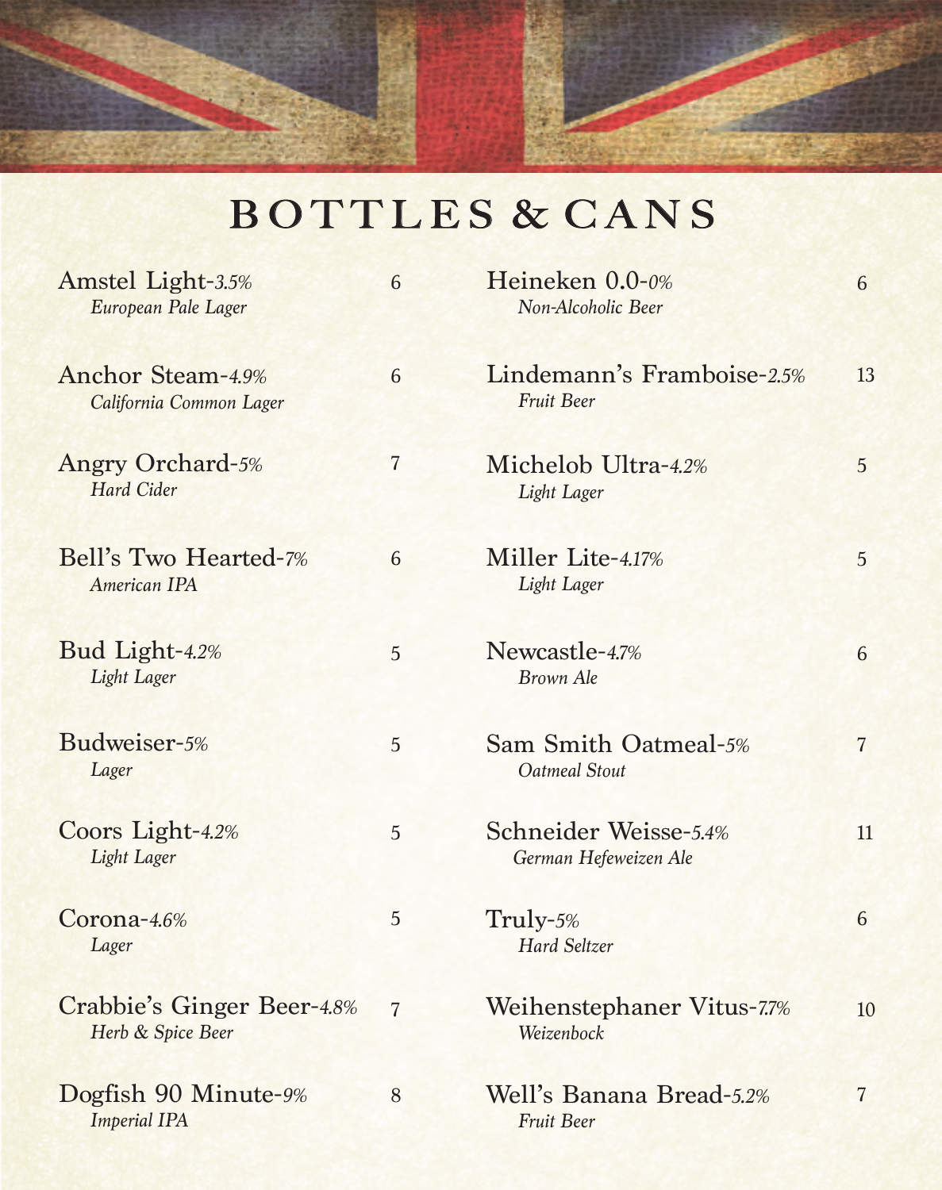# BOTTLES & CANS

Amstel Light-*3.5%* 6
*European Pale Lager*

Anchor Steam-*4.9%* 6
*California Common Lager*

Angry Orchard-*5%* 7
*Hard Cider*

Bell's Two Hearted-*7%* 6
*American IPA*

Bud Light-*4.2%* 5
*Light Lager*

Budweiser-*5%* 5
*Lager*

Coors Light-*4.2%* 5
*Light Lager*

Corona-*4.6%* 5
*Lager*

Crabbie's Ginger Beer-*4.8%* 7
*Herb & Spice Beer*

Dogfish 90 Minute-*9%* 8
*Imperial IPA*

Heineken 0.0-*0%* 6
*Non-Alcoholic Beer*

Lindemann's Framboise-*2.5%* 13
*Fruit Beer*

Michelob Ultra-*4.2%* 5
*Light Lager*

Miller Lite-*4.17%* 5
*Light Lager*

Newcastle-*4.7%* 6
*Brown Ale*

Sam Smith Oatmeal-*5%* 7
*Oatmeal Stout*

Schneider Weisse-*5.4%* 11
*German Hefeweizen Ale*

Truly-*5%* 6
*Hard Seltzer*

Weihenstephaner Vitus-*7.7%* 10
*Weizenbock*

Well's Banana Bread-*5.2%* 7
*Fruit Beer*